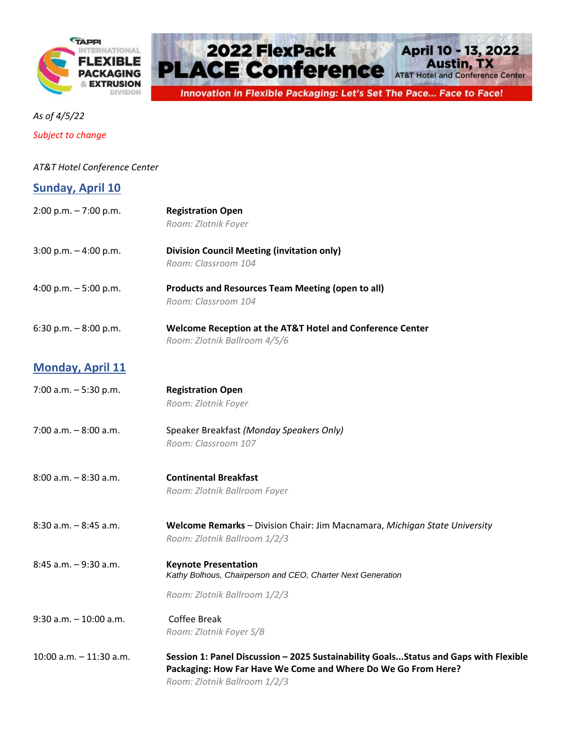TAPPI INTERNATIONAL FLEXIBLE PACKAGING & EXTRUSION DIVISION

# 2022 FlexPack PLACE Conference

**April 10 - 13, 2022**
**Austin, TX**
AT&T Hotel and Conference Center

*Innovation in Flexible Packaging: Let's Set The Pace... Face to Face!*

*As of 4/5/22*

*Subject to change*

*AT&T Hotel Conference Center*

## Sunday, April 10

| | |
|---|---|
| 2:00 p.m. – 7:00 p.m. | **Registration Open**<br>*Room: Zlotnik Foyer* |
| 3:00 p.m. – 4:00 p.m. | **Division Council Meeting (invitation only)**<br>*Room: Classroom 104* |
| 4:00 p.m. – 5:00 p.m. | **Products and Resources Team Meeting (open to all)**<br>*Room: Classroom 104* |
| 6:30 p.m. – 8:00 p.m. | **Welcome Reception at the AT&T Hotel and Conference Center**<br>*Room: Zlotnik Ballroom 4/5/6* |

## Monday, April 11

| | |
|---|---|
| 7:00 a.m. – 5:30 p.m. | **Registration Open**<br>*Room: Zlotnik Foyer* |
| 7:00 a.m. – 8:00 a.m. | Speaker Breakfast *(Monday Speakers Only)*<br>*Room: Classroom 107* |
| 8:00 a.m. – 8:30 a.m. | **Continental Breakfast**<br>*Room: Zlotnik Ballroom Foyer* |
| 8:30 a.m. – 8:45 a.m. | **Welcome Remarks** – Division Chair: Jim Macnamara, *Michigan State University*<br>*Room: Zlotnik Ballroom 1/2/3* |
| 8:45 a.m. – 9:30 a.m. | **Keynote Presentation**<br>*Kathy Bolhous, Chairperson and CEO, Charter Next Generation*<br>*Room: Zlotnik Ballroom 1/2/3* |
| 9:30 a.m. – 10:00 a.m. | Coffee Break<br>*Room: Zlotnik Foyer S/B* |
| 10:00 a.m. – 11:30 a.m. | **Session 1: Panel Discussion – 2025 Sustainability Goals...Status and Gaps with Flexible Packaging: How Far Have We Come and Where Do We Go From Here?**<br>*Room: Zlotnik Ballroom 1/2/3* |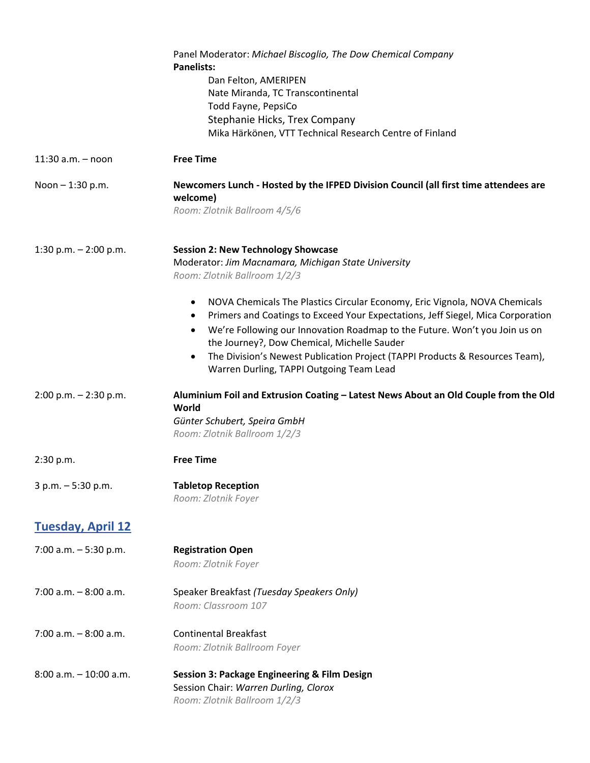Panel Moderator: *Michael Biscoglio, The Dow Chemical Company*
**Panelists:**

Dan Felton, AMERIPEN
Nate Miranda, TC Transcontinental
Todd Fayne, PepsiCo
Stephanie Hicks, Trex Company
Mika Härkönen, VTT Technical Research Centre of Finland

11:30 a.m. – noon **Free Time**

Noon – 1:30 p.m. **Newcomers Lunch - Hosted by the IFPED Division Council (all first time attendees are welcome)**
*Room: Zlotnik Ballroom 4/5/6*

1:30 p.m. – 2:00 p.m. **Session 2: New Technology Showcase**
Moderator: *Jim Macnamara, Michigan State University*
*Room: Zlotnik Ballroom 1/2/3*

- NOVA Chemicals The Plastics Circular Economy, Eric Vignola, NOVA Chemicals
- Primers and Coatings to Exceed Your Expectations, Jeff Siegel, Mica Corporation
- We're Following our Innovation Roadmap to the Future. Won't you Join us on the Journey?, Dow Chemical, Michelle Sauder
- The Division's Newest Publication Project (TAPPI Products & Resources Team), Warren Durling, TAPPI Outgoing Team Lead

2:00 p.m. – 2:30 p.m. **Aluminium Foil and Extrusion Coating – Latest News About an Old Couple from the Old World**
*Günter Schubert, Speira GmbH*
*Room: Zlotnik Ballroom 1/2/3*

2:30 p.m. **Free Time**

3 p.m. – 5:30 p.m. **Tabletop Reception**
*Room: Zlotnik Foyer*

## Tuesday, April 12

7:00 a.m. – 5:30 p.m. **Registration Open**
*Room: Zlotnik Foyer*

7:00 a.m. – 8:00 a.m. Speaker Breakfast *(Tuesday Speakers Only)*
*Room: Classroom 107*

7:00 a.m. – 8:00 a.m. Continental Breakfast
*Room: Zlotnik Ballroom Foyer*

8:00 a.m. – 10:00 a.m. **Session 3: Package Engineering & Film Design**
Session Chair: *Warren Durling, Clorox*
*Room: Zlotnik Ballroom 1/2/3*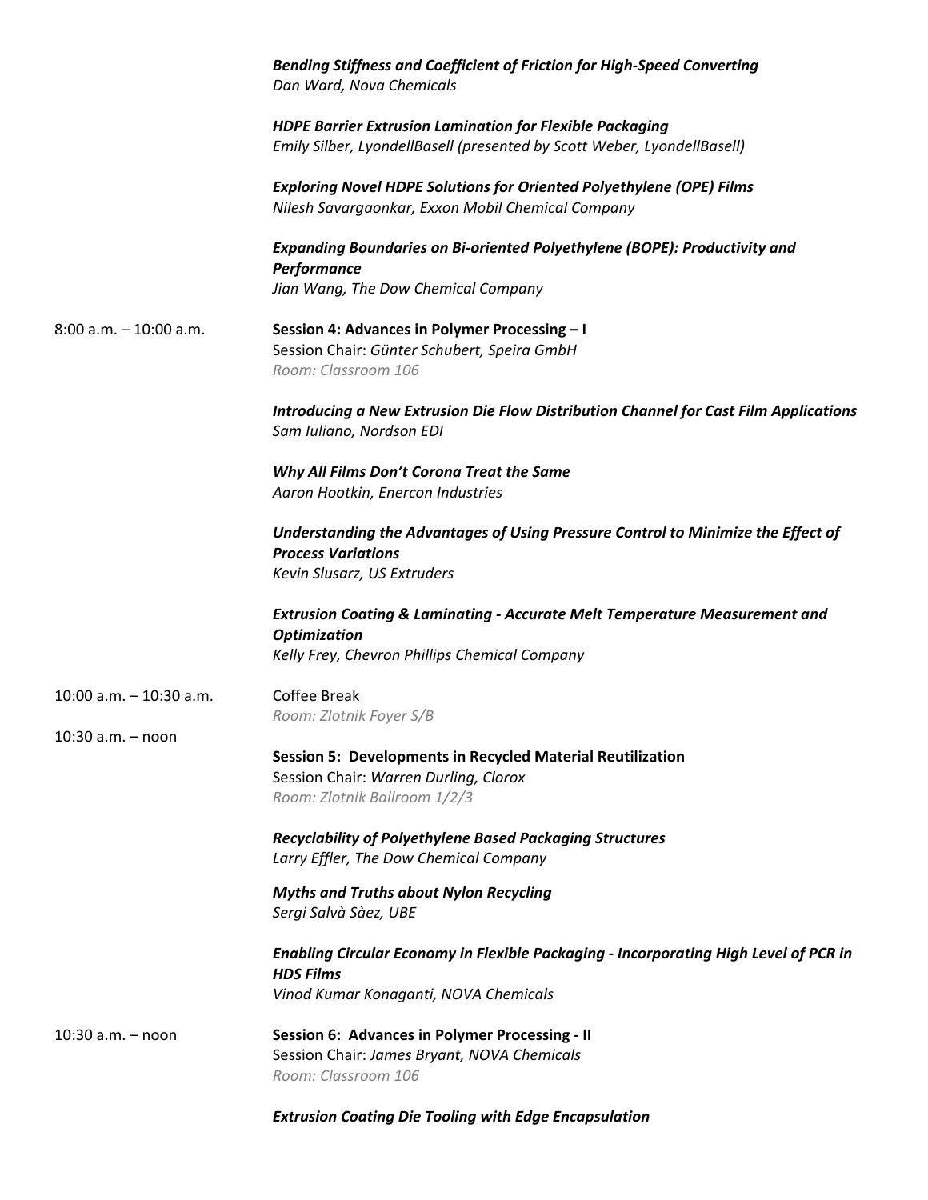***Bending Stiffness and Coefficient of Friction for High-Speed Converting***
*Dan Ward, Nova Chemicals*

***HDPE Barrier Extrusion Lamination for Flexible Packaging***
*Emily Silber, LyondellBasell (presented by Scott Weber, LyondellBasell)*

***Exploring Novel HDPE Solutions for Oriented Polyethylene (OPE) Films***
*Nilesh Savargaonkar, Exxon Mobil Chemical Company*

***Expanding Boundaries on Bi-oriented Polyethylene (BOPE): Productivity and Performance***
*Jian Wang, The Dow Chemical Company*

8:00 a.m. – 10:00 a.m.

**Session 4: Advances in Polymer Processing – I**
Session Chair: *Günter Schubert, Speira GmbH*
*Room: Classroom 106*

***Introducing a New Extrusion Die Flow Distribution Channel for Cast Film Applications***
*Sam Iuliano, Nordson EDI*

***Why All Films Don't Corona Treat the Same***
*Aaron Hootkin, Enercon Industries*

***Understanding the Advantages of Using Pressure Control to Minimize the Effect of Process Variations***
*Kevin Slusarz, US Extruders*

***Extrusion Coating & Laminating - Accurate Melt Temperature Measurement and Optimization***
*Kelly Frey, Chevron Phillips Chemical Company*

10:00 a.m. – 10:30 a.m.

Coffee Break
*Room: Zlotnik Foyer S/B*

10:30 a.m. – noon

**Session 5: Developments in Recycled Material Reutilization**
Session Chair: *Warren Durling, Clorox*
*Room: Zlotnik Ballroom 1/2/3*

***Recyclability of Polyethylene Based Packaging Structures***
*Larry Effler, The Dow Chemical Company*

***Myths and Truths about Nylon Recycling***
*Sergi Salvà Sàez, UBE*

***Enabling Circular Economy in Flexible Packaging - Incorporating High Level of PCR in HDS Films***
*Vinod Kumar Konaganti, NOVA Chemicals*

10:30 a.m. – noon

**Session 6: Advances in Polymer Processing - II**
Session Chair: *James Bryant, NOVA Chemicals*
*Room: Classroom 106*

***Extrusion Coating Die Tooling with Edge Encapsulation***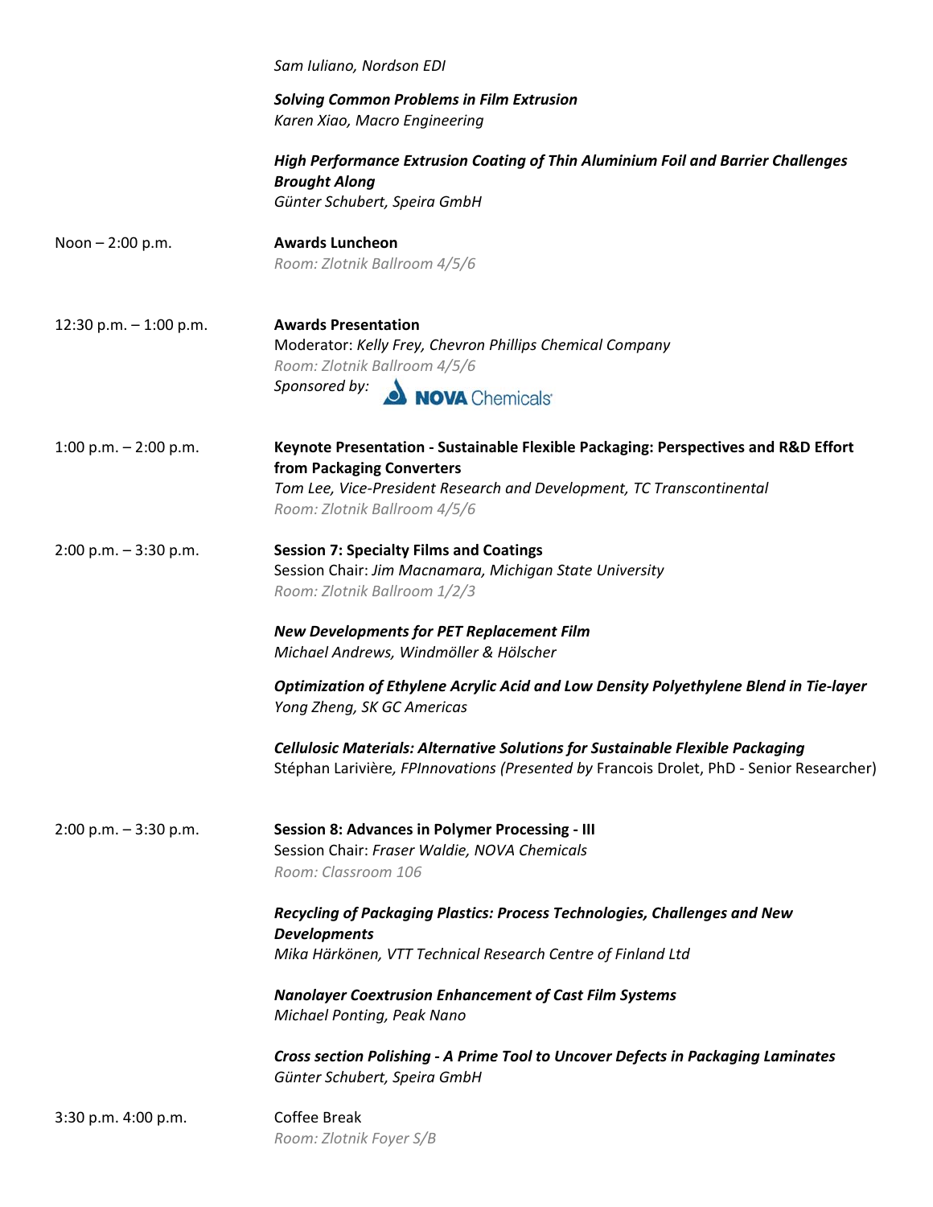*Sam Iuliano, Nordson EDI*

***Solving Common Problems in Film Extrusion***
*Karen Xiao, Macro Engineering*

***High Performance Extrusion Coating of Thin Aluminium Foil and Barrier Challenges Brought Along***
*Günter Schubert, Speira GmbH*

Noon – 2:00 p.m. **Awards Luncheon**
*Room: Zlotnik Ballroom 4/5/6*

12:30 p.m. – 1:00 p.m. **Awards Presentation**
Moderator: *Kelly Frey, Chevron Phillips Chemical Company*
*Room: Zlotnik Ballroom 4/5/6*
*Sponsored by:* NOVA Chemicals

1:00 p.m. – 2:00 p.m. **Keynote Presentation - Sustainable Flexible Packaging: Perspectives and R&D Effort from Packaging Converters**
*Tom Lee, Vice-President Research and Development, TC Transcontinental*
*Room: Zlotnik Ballroom 4/5/6*

2:00 p.m. – 3:30 p.m. **Session 7: Specialty Films and Coatings**
Session Chair: *Jim Macnamara, Michigan State University*
*Room: Zlotnik Ballroom 1/2/3*

***New Developments for PET Replacement Film***
*Michael Andrews, Windmöller & Hölscher*

***Optimization of Ethylene Acrylic Acid and Low Density Polyethylene Blend in Tie-layer***
*Yong Zheng, SK GC Americas*

***Cellulosic Materials: Alternative Solutions for Sustainable Flexible Packaging***
Stéphan Larivière*, FPInnovations (Presented by* Francois Drolet, PhD - Senior Researcher)

2:00 p.m. – 3:30 p.m. **Session 8: Advances in Polymer Processing - III**
Session Chair: *Fraser Waldie, NOVA Chemicals*
*Room: Classroom 106*

***Recycling of Packaging Plastics: Process Technologies, Challenges and New Developments***
*Mika Härkönen, VTT Technical Research Centre of Finland Ltd*

***Nanolayer Coextrusion Enhancement of Cast Film Systems***
*Michael Ponting, Peak Nano*

***Cross section Polishing - A Prime Tool to Uncover Defects in Packaging Laminates***
*Günter Schubert, Speira GmbH*

3:30 p.m. 4:00 p.m. Coffee Break
*Room: Zlotnik Foyer S/B*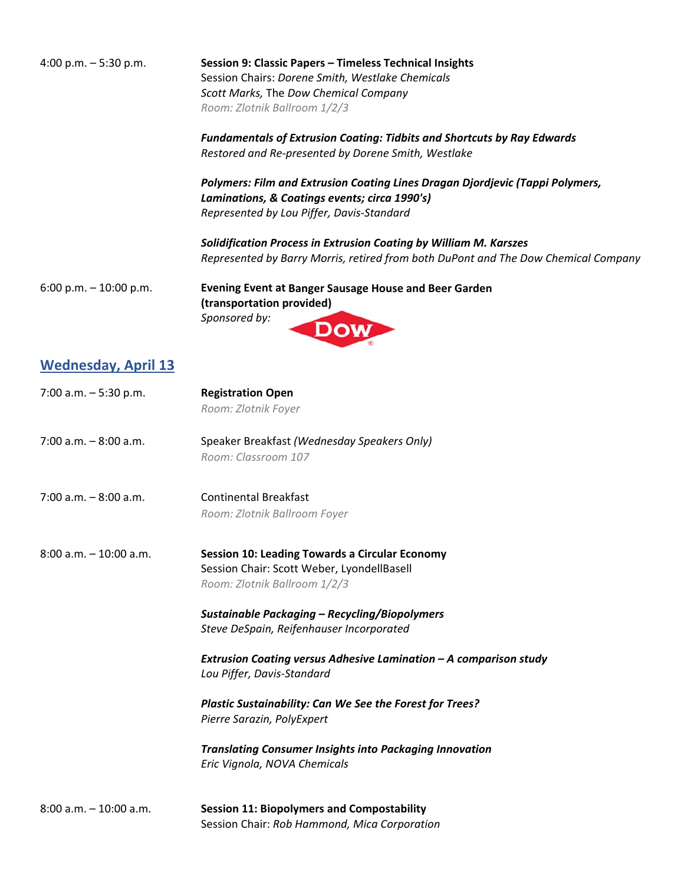4:00 p.m. – 5:30 p.m.

**Session 9: Classic Papers – Timeless Technical Insights**
Session Chairs: *Dorene Smith, Westlake Chemicals*
*Scott Marks,* The *Dow Chemical Company*
*Room: Zlotnik Ballroom 1/2/3*

***Fundamentals of Extrusion Coating: Tidbits and Shortcuts by Ray Edwards***
*Restored and Re-presented by Dorene Smith, Westlake*

***Polymers: Film and Extrusion Coating Lines Dragan Djordjevic (Tappi Polymers, Laminations, & Coatings events; circa 1990's)***
*Represented by Lou Piffer, Davis-Standard*

***Solidification Process in Extrusion Coating by William M. Karszes***
*Represented by Barry Morris, retired from both DuPont and The Dow Chemical Company*

6:00 p.m. – 10:00 p.m.

**Evening Event at Banger Sausage House and Beer Garden (transportation provided)**
*Sponsored by:* DOW

## Wednesday, April 13

7:00 a.m. – 5:30 p.m.

**Registration Open**
*Room: Zlotnik Foyer*

7:00 a.m. – 8:00 a.m.

Speaker Breakfast *(Wednesday Speakers Only)*
*Room: Classroom 107*

7:00 a.m. – 8:00 a.m.

Continental Breakfast
*Room: Zlotnik Ballroom Foyer*

8:00 a.m. – 10:00 a.m.

**Session 10: Leading Towards a Circular Economy**
Session Chair: Scott Weber, LyondellBasell
*Room: Zlotnik Ballroom 1/2/3*

***Sustainable Packaging – Recycling/Biopolymers***
*Steve DeSpain, Reifenhauser Incorporated*

***Extrusion Coating versus Adhesive Lamination – A comparison study***
*Lou Piffer, Davis-Standard*

***Plastic Sustainability: Can We See the Forest for Trees?***
*Pierre Sarazin, PolyExpert*

***Translating Consumer Insights into Packaging Innovation***
*Eric Vignola, NOVA Chemicals*

8:00 a.m. – 10:00 a.m.

**Session 11: Biopolymers and Compostability**
Session Chair: *Rob Hammond, Mica Corporation*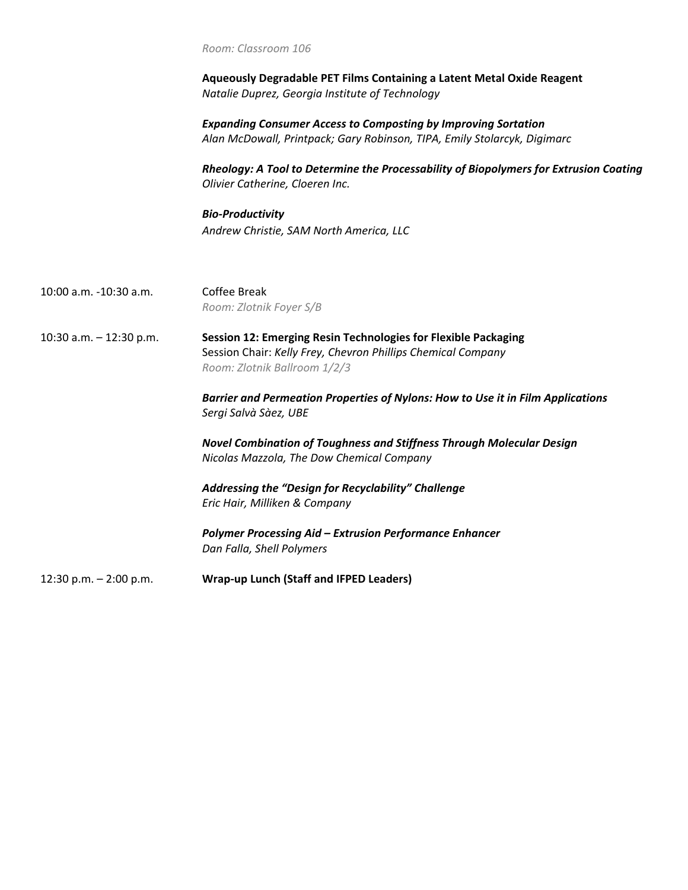*Room: Classroom 106*

**Aqueously Degradable PET Films Containing a Latent Metal Oxide Reagent**
*Natalie Duprez, Georgia Institute of Technology*

***Expanding Consumer Access to Composting by Improving Sortation***
*Alan McDowall, Printpack; Gary Robinson, TIPA, Emily Stolarcyk, Digimarc*

***Rheology: A Tool to Determine the Processability of Biopolymers for Extrusion Coating***
*Olivier Catherine, Cloeren Inc.*

***Bio-Productivity***
*Andrew Christie, SAM North America, LLC*

10:00 a.m. -10:30 a.m. Coffee Break
*Room: Zlotnik Foyer S/B*

10:30 a.m. – 12:30 p.m. **Session 12: Emerging Resin Technologies for Flexible Packaging**
Session Chair: *Kelly Frey, Chevron Phillips Chemical Company*
*Room: Zlotnik Ballroom 1/2/3*

***Barrier and Permeation Properties of Nylons: How to Use it in Film Applications***
*Sergi Salvà Sàez, UBE*

***Novel Combination of Toughness and Stiffness Through Molecular Design***
*Nicolas Mazzola, The Dow Chemical Company*

***Addressing the "Design for Recyclability" Challenge***
*Eric Hair, Milliken & Company*

***Polymer Processing Aid – Extrusion Performance Enhancer***
*Dan Falla, Shell Polymers*

12:30 p.m. – 2:00 p.m. **Wrap-up Lunch (Staff and IFPED Leaders)**